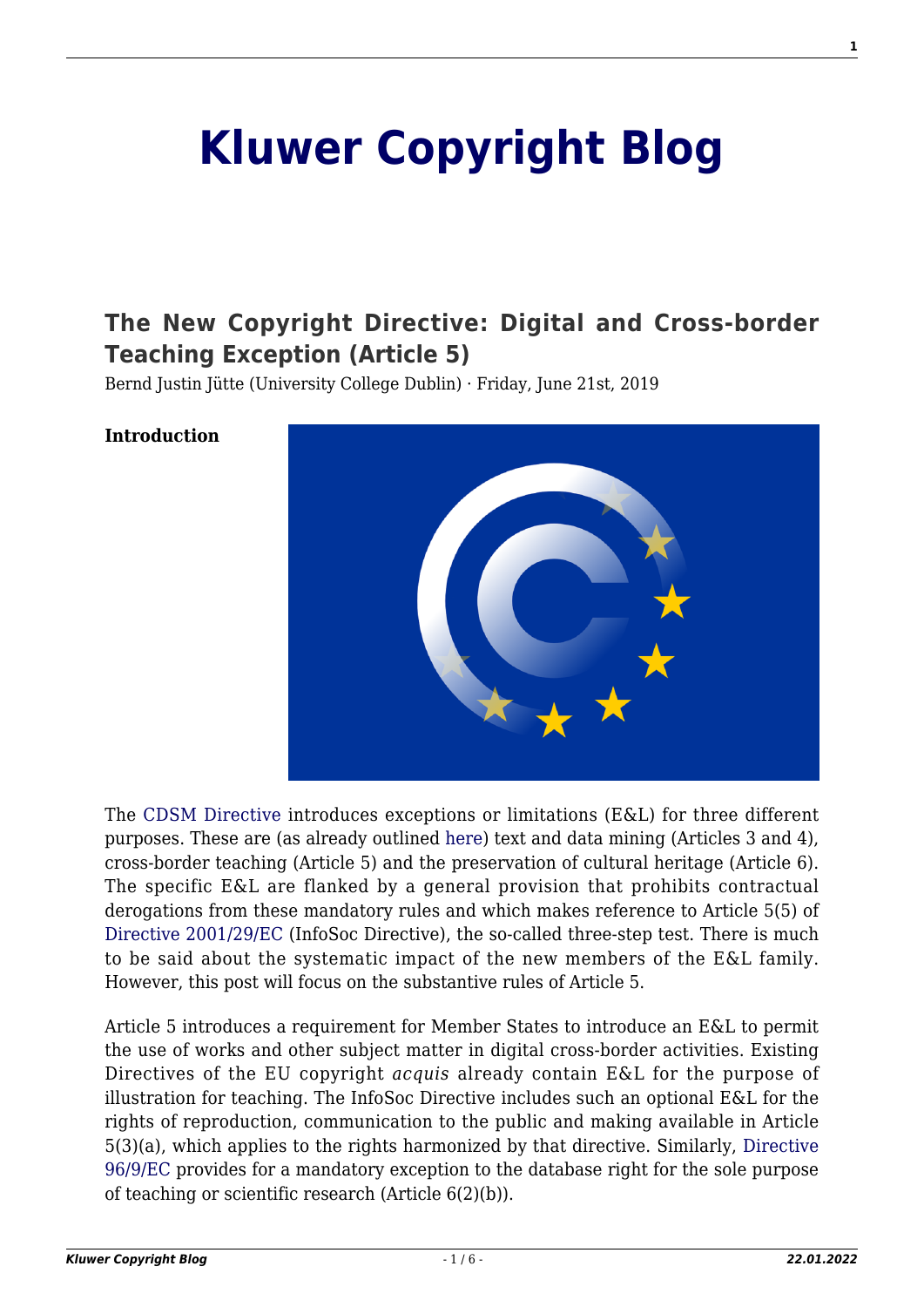# Kluwer Copyright Blog

## The New Copyright Directive: Digital and Cross-border Teaching Exception (Article 5)

Bernd Justin Jütte (University College Dublin) · Friday, June 21st, 2019

**Introduction**

The CDSM Directive introduces exceptions or limitations (E&L) for three different purposes. These are (as already outlined here) text and data mining (Articles 3 and 4), cross-border teaching (Article 5) and the preservation of cultural heritage (Article 6). The specific E&L are flanked by a general provision that prohibits contractual derogations from these mandatory rules and which makes reference to Article 5(5) of Directive 2001/29/EC (InfoSoc Directive), the so-called three-step test. There is much to be said about the systematic impact of the new members of the E&L family. However, this post will focus on the substantive rules of Article 5.

Article 5 introduces a requirement for Member States to introduce an E&L to permit the use of works and other subject matter in digital cross-border activities. Existing Directives of the EU copyright *acquis* already contain E&L for the purpose of illustration for teaching. The InfoSoc Directive includes such an optional E&L for the rights of reproduction, communication to the public and making available in Article 5(3)(a), which applies to the rights harmonized by that directive. Similarly, Directive 96/9/EC provides for a mandatory exception to the database right for the sole purpose of teaching or scientific research (Article 6(2)(b)).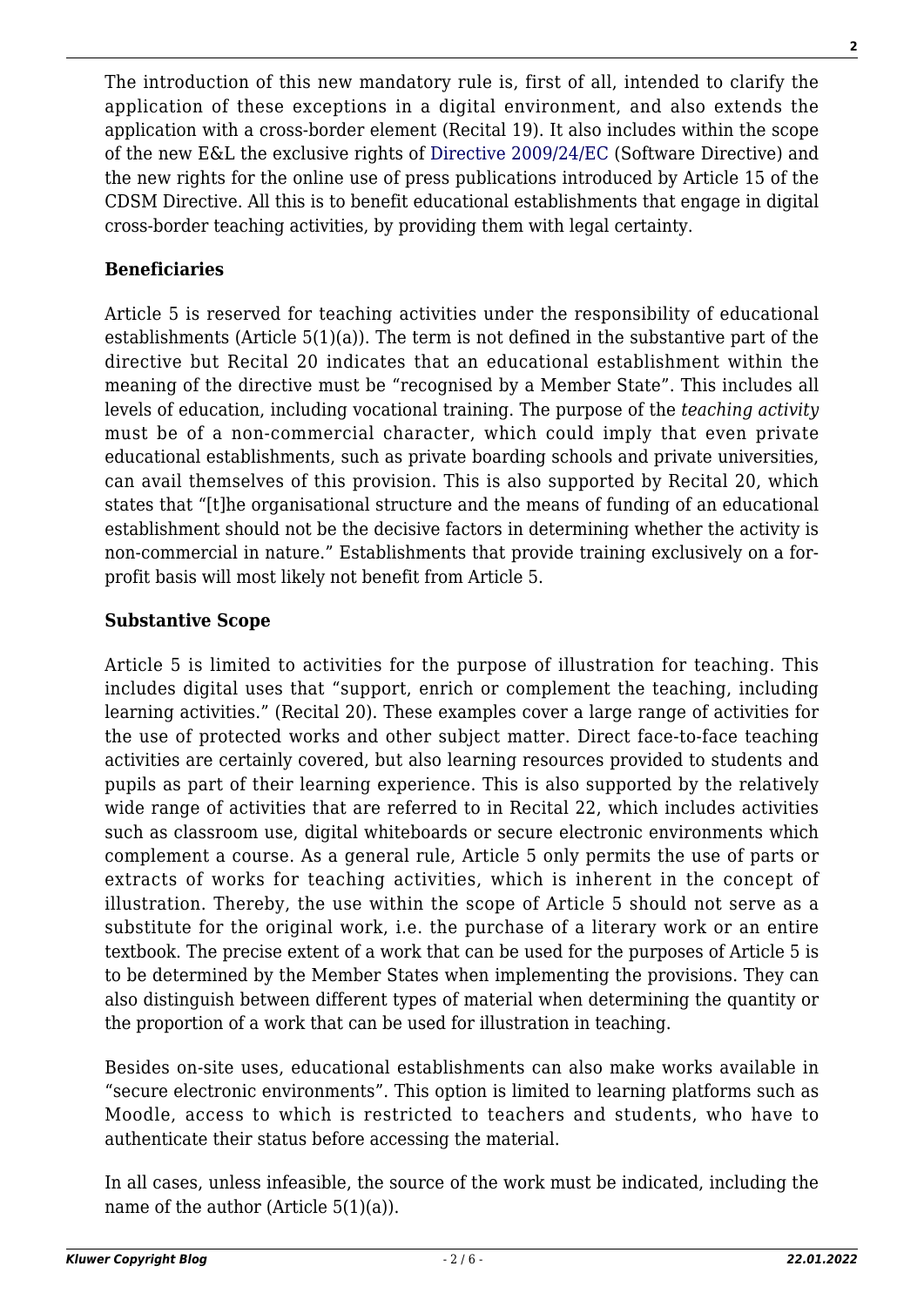The introduction of this new mandatory rule is, first of all, intended to clarify the application of these exceptions in a digital environment, and also extends the application with a cross-border element (Recital 19). It also includes within the scope of the new E&L the exclusive rights of Directive 2009/24/EC (Software Directive) and the new rights for the online use of press publications introduced by Article 15 of the CDSM Directive. All this is to benefit educational establishments that engage in digital cross-border teaching activities, by providing them with legal certainty.

**Beneficiaries**

Article 5 is reserved for teaching activities under the responsibility of educational establishments (Article 5(1)(a)). The term is not defined in the substantive part of the directive but Recital 20 indicates that an educational establishment within the meaning of the directive must be "recognised by a Member State". This includes all levels of education, including vocational training. The purpose of the *teaching activity* must be of a non-commercial character, which could imply that even private educational establishments, such as private boarding schools and private universities, can avail themselves of this provision. This is also supported by Recital 20, which states that "[t]he organisational structure and the means of funding of an educational establishment should not be the decisive factors in determining whether the activity is non-commercial in nature." Establishments that provide training exclusively on a for-profit basis will most likely not benefit from Article 5.

**Substantive Scope**

Article 5 is limited to activities for the purpose of illustration for teaching. This includes digital uses that "support, enrich or complement the teaching, including learning activities." (Recital 20). These examples cover a large range of activities for the use of protected works and other subject matter. Direct face-to-face teaching activities are certainly covered, but also learning resources provided to students and pupils as part of their learning experience. This is also supported by the relatively wide range of activities that are referred to in Recital 22, which includes activities such as classroom use, digital whiteboards or secure electronic environments which complement a course. As a general rule, Article 5 only permits the use of parts or extracts of works for teaching activities, which is inherent in the concept of illustration. Thereby, the use within the scope of Article 5 should not serve as a substitute for the original work, i.e. the purchase of a literary work or an entire textbook. The precise extent of a work that can be used for the purposes of Article 5 is to be determined by the Member States when implementing the provisions. They can also distinguish between different types of material when determining the quantity or the proportion of a work that can be used for illustration in teaching.

Besides on-site uses, educational establishments can also make works available in "secure electronic environments". This option is limited to learning platforms such as Moodle, access to which is restricted to teachers and students, who have to authenticate their status before accessing the material.

In all cases, unless infeasible, the source of the work must be indicated, including the name of the author (Article 5(1)(a)).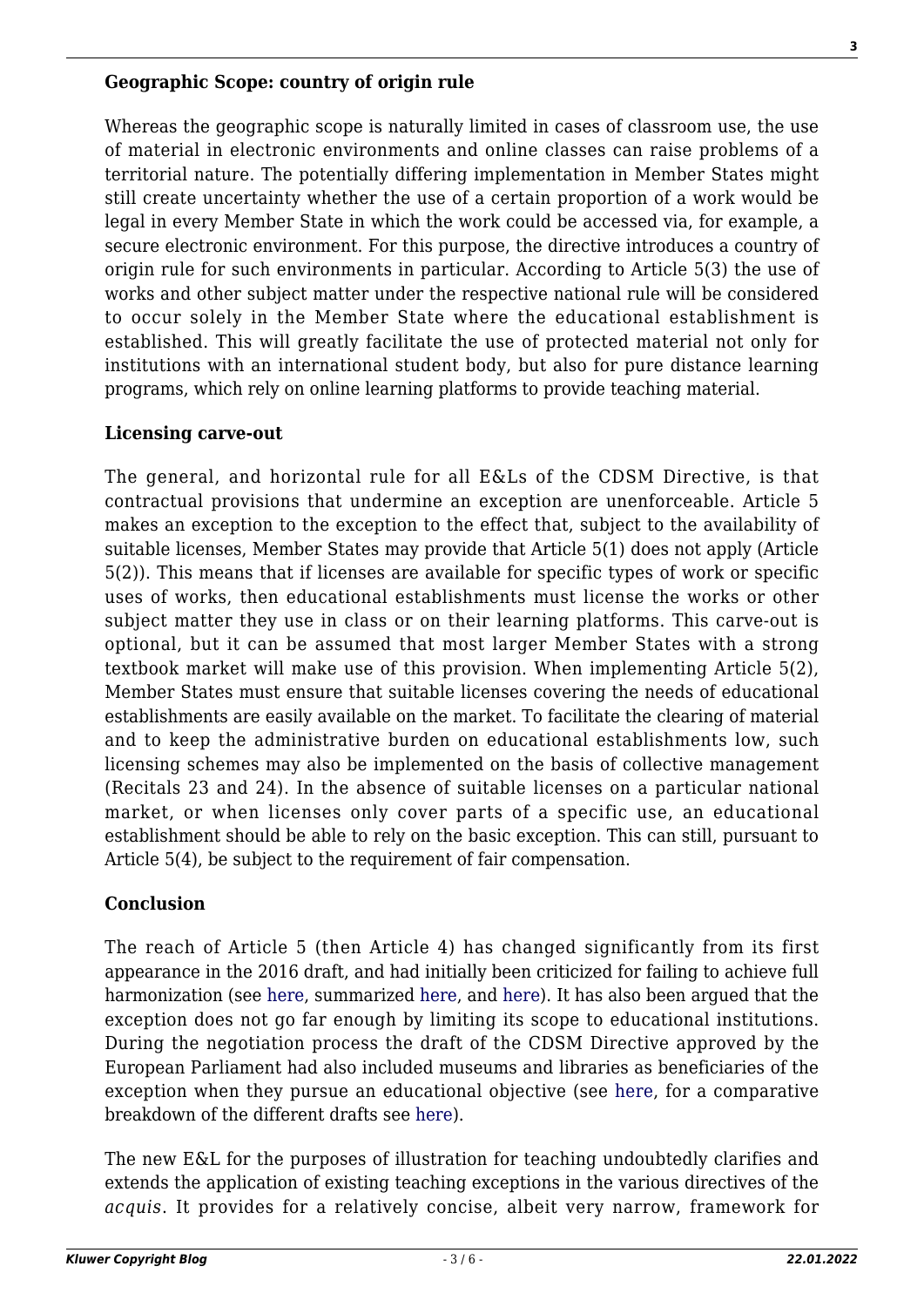### Geographic Scope: country of origin rule

Whereas the geographic scope is naturally limited in cases of classroom use, the use of material in electronic environments and online classes can raise problems of a territorial nature. The potentially differing implementation in Member States might still create uncertainty whether the use of a certain proportion of a work would be legal in every Member State in which the work could be accessed via, for example, a secure electronic environment. For this purpose, the directive introduces a country of origin rule for such environments in particular. According to Article 5(3) the use of works and other subject matter under the respective national rule will be considered to occur solely in the Member State where the educational establishment is established. This will greatly facilitate the use of protected material not only for institutions with an international student body, but also for pure distance learning programs, which rely on online learning platforms to provide teaching material.

### Licensing carve-out

The general, and horizontal rule for all E&Ls of the CDSM Directive, is that contractual provisions that undermine an exception are unenforceable. Article 5 makes an exception to the exception to the effect that, subject to the availability of suitable licenses, Member States may provide that Article 5(1) does not apply (Article 5(2)). This means that if licenses are available for specific types of work or specific uses of works, then educational establishments must license the works or other subject matter they use in class or on their learning platforms. This carve-out is optional, but it can be assumed that most larger Member States with a strong textbook market will make use of this provision. When implementing Article 5(2), Member States must ensure that suitable licenses covering the needs of educational establishments are easily available on the market. To facilitate the clearing of material and to keep the administrative burden on educational establishments low, such licensing schemes may also be implemented on the basis of collective management (Recitals 23 and 24). In the absence of suitable licenses on a particular national market, or when licenses only cover parts of a specific use, an educational establishment should be able to rely on the basic exception. This can still, pursuant to Article 5(4), be subject to the requirement of fair compensation.

### Conclusion

The reach of Article 5 (then Article 4) has changed significantly from its first appearance in the 2016 draft, and had initially been criticized for failing to achieve full harmonization (see here, summarized here, and here). It has also been argued that the exception does not go far enough by limiting its scope to educational institutions. During the negotiation process the draft of the CDSM Directive approved by the European Parliament had also included museums and libraries as beneficiaries of the exception when they pursue an educational objective (see here, for a comparative breakdown of the different drafts see here).

The new E&L for the purposes of illustration for teaching undoubtedly clarifies and extends the application of existing teaching exceptions in the various directives of the *acquis*. It provides for a relatively concise, albeit very narrow, framework for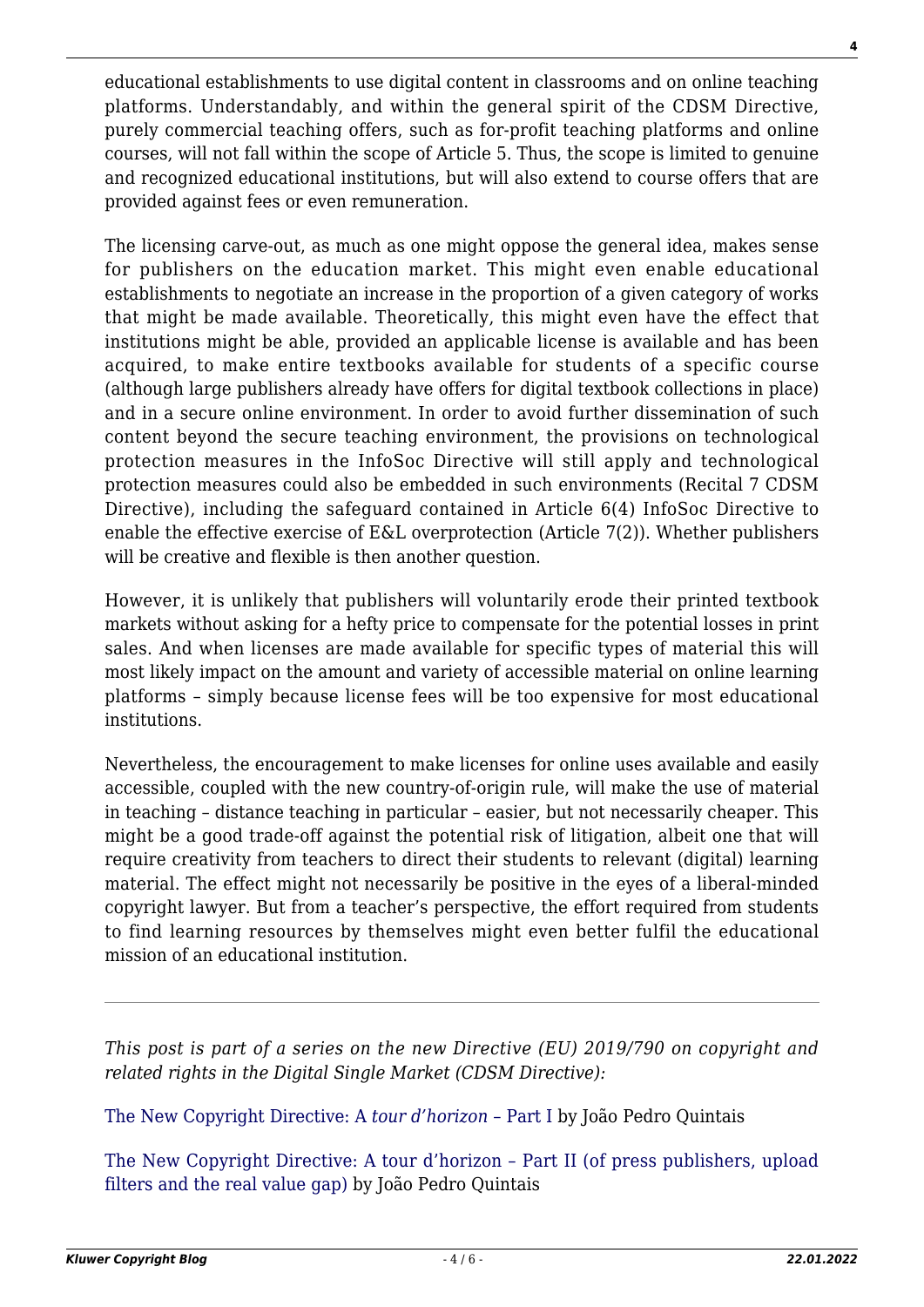educational establishments to use digital content in classrooms and on online teaching platforms. Understandably, and within the general spirit of the CDSM Directive, purely commercial teaching offers, such as for-profit teaching platforms and online courses, will not fall within the scope of Article 5. Thus, the scope is limited to genuine and recognized educational institutions, but will also extend to course offers that are provided against fees or even remuneration.

The licensing carve-out, as much as one might oppose the general idea, makes sense for publishers on the education market. This might even enable educational establishments to negotiate an increase in the proportion of a given category of works that might be made available. Theoretically, this might even have the effect that institutions might be able, provided an applicable license is available and has been acquired, to make entire textbooks available for students of a specific course (although large publishers already have offers for digital textbook collections in place) and in a secure online environment. In order to avoid further dissemination of such content beyond the secure teaching environment, the provisions on technological protection measures in the InfoSoc Directive will still apply and technological protection measures could also be embedded in such environments (Recital 7 CDSM Directive), including the safeguard contained in Article 6(4) InfoSoc Directive to enable the effective exercise of E&L overprotection (Article 7(2)). Whether publishers will be creative and flexible is then another question.

However, it is unlikely that publishers will voluntarily erode their printed textbook markets without asking for a hefty price to compensate for the potential losses in print sales. And when licenses are made available for specific types of material this will most likely impact on the amount and variety of accessible material on online learning platforms – simply because license fees will be too expensive for most educational institutions.

Nevertheless, the encouragement to make licenses for online uses available and easily accessible, coupled with the new country-of-origin rule, will make the use of material in teaching – distance teaching in particular – easier, but not necessarily cheaper. This might be a good trade-off against the potential risk of litigation, albeit one that will require creativity from teachers to direct their students to relevant (digital) learning material. The effect might not necessarily be positive in the eyes of a liberal-minded copyright lawyer. But from a teacher's perspective, the effort required from students to find learning resources by themselves might even better fulfil the educational mission of an educational institution.

---

*This post is part of a series on the new Directive (EU) 2019/790 on copyright and related rights in the Digital Single Market (CDSM Directive):*

The New Copyright Directive: A *tour d'horizon* – Part I by João Pedro Quintais

The New Copyright Directive: A tour d'horizon – Part II (of press publishers, upload filters and the real value gap) by João Pedro Quintais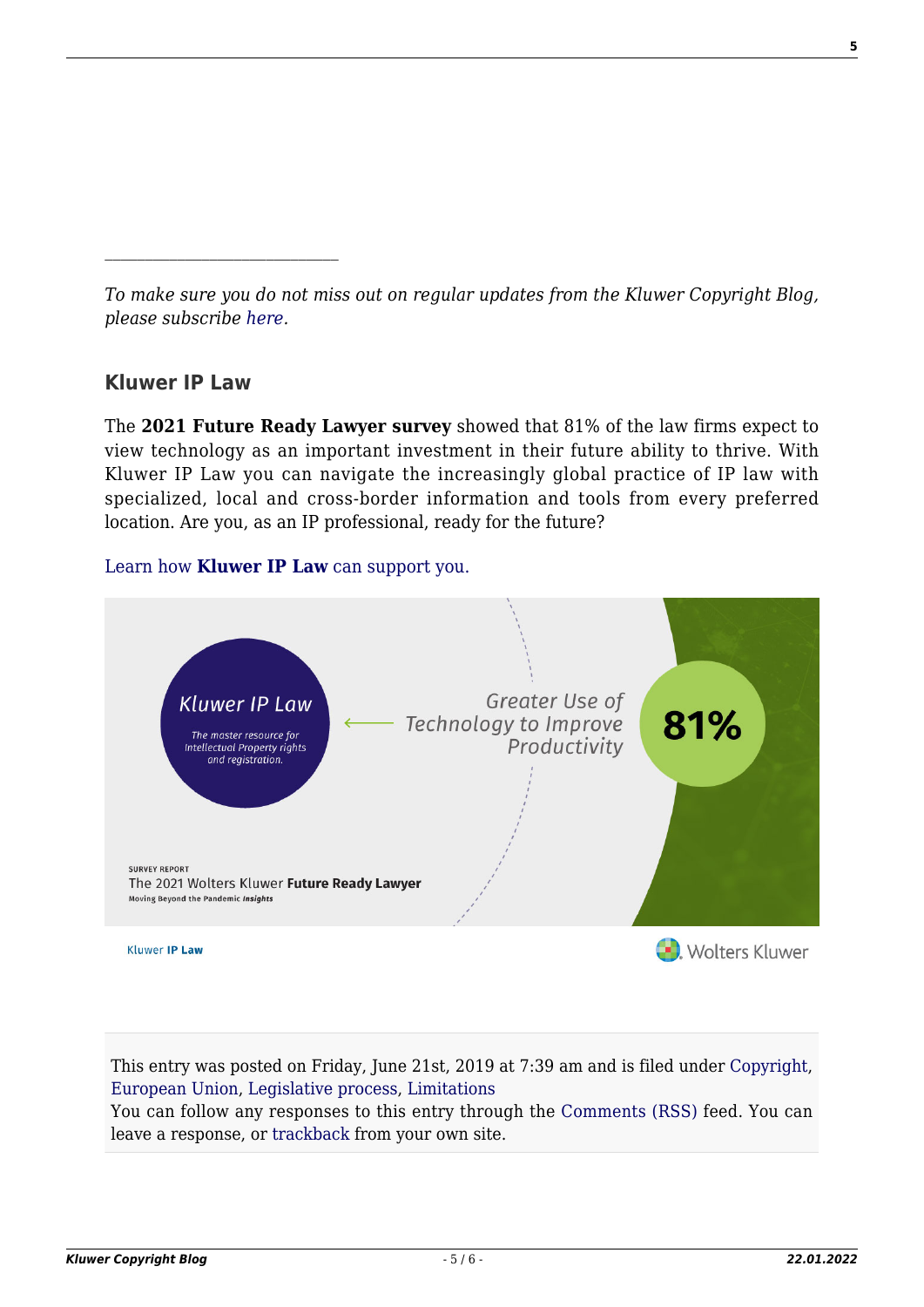---

*To make sure you do not miss out on regular updates from the Kluwer Copyright Blog, please subscribe here.*

### Kluwer IP Law

The **2021 Future Ready Lawyer survey** showed that 81% of the law firms expect to view technology as an important investment in their future ability to thrive. With Kluwer IP Law you can navigate the increasingly global practice of IP law with specialized, local and cross-border information and tools from every preferred location. Are you, as an IP professional, ready for the future?

Learn how **Kluwer IP Law** can support you.

This entry was posted on Friday, June 21st, 2019 at 7:39 am and is filed under Copyright, European Union, Legislative process, Limitations
You can follow any responses to this entry through the Comments (RSS) feed. You can leave a response, or trackback from your own site.